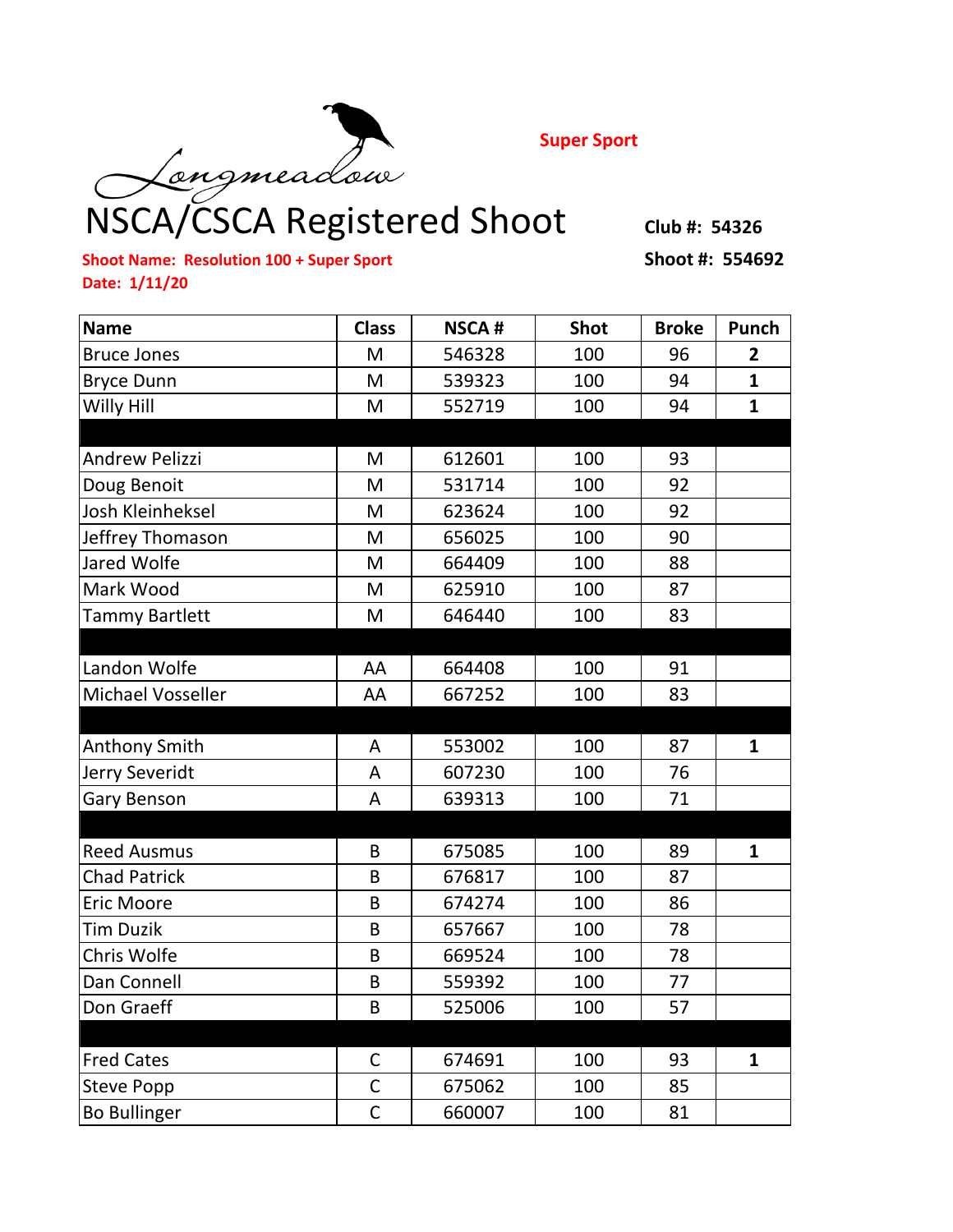Longmeadow

Super Sport

# NSCA/CSCA Registered Shoot

**Club #: 54326**

**Shoot #: 554692**

**Shoot Name: Resolution 100 + Super Sport**

**Date: 1/11/20**

| Name | Class | NSCA # | Shot | Broke | Punch |
|---|---|---|---|---|---|
| Bruce Jones | M | 546328 | 100 | 96 | **2** |
| Bryce Dunn | M | 539323 | 100 | 94 | **1** |
| Willy Hill | M | 552719 | 100 | 94 | **1** |
| | | | | | |
| Andrew Pelizzi | M | 612601 | 100 | 93 | |
| Doug Benoit | M | 531714 | 100 | 92 | |
| Josh Kleinheksel | M | 623624 | 100 | 92 | |
| Jeffrey Thomason | M | 656025 | 100 | 90 | |
| Jared Wolfe | M | 664409 | 100 | 88 | |
| Mark Wood | M | 625910 | 100 | 87 | |
| Tammy Bartlett | M | 646440 | 100 | 83 | |
| | | | | | |
| Landon Wolfe | AA | 664408 | 100 | 91 | |
| Michael Vosseller | AA | 667252 | 100 | 83 | |
| | | | | | |
| Anthony Smith | A | 553002 | 100 | 87 | **1** |
| Jerry Severidt | A | 607230 | 100 | 76 | |
| Gary Benson | A | 639313 | 100 | 71 | |
| | | | | | |
| Reed Ausmus | B | 675085 | 100 | 89 | **1** |
| Chad Patrick | B | 676817 | 100 | 87 | |
| Eric Moore | B | 674274 | 100 | 86 | |
| Tim Duzik | B | 657667 | 100 | 78 | |
| Chris Wolfe | B | 669524 | 100 | 78 | |
| Dan Connell | B | 559392 | 100 | 77 | |
| Don Graeff | B | 525006 | 100 | 57 | |
| | | | | | |
| Fred Cates | C | 674691 | 100 | 93 | **1** |
| Steve Popp | C | 675062 | 100 | 85 | |
| Bo Bullinger | C | 660007 | 100 | 81 | |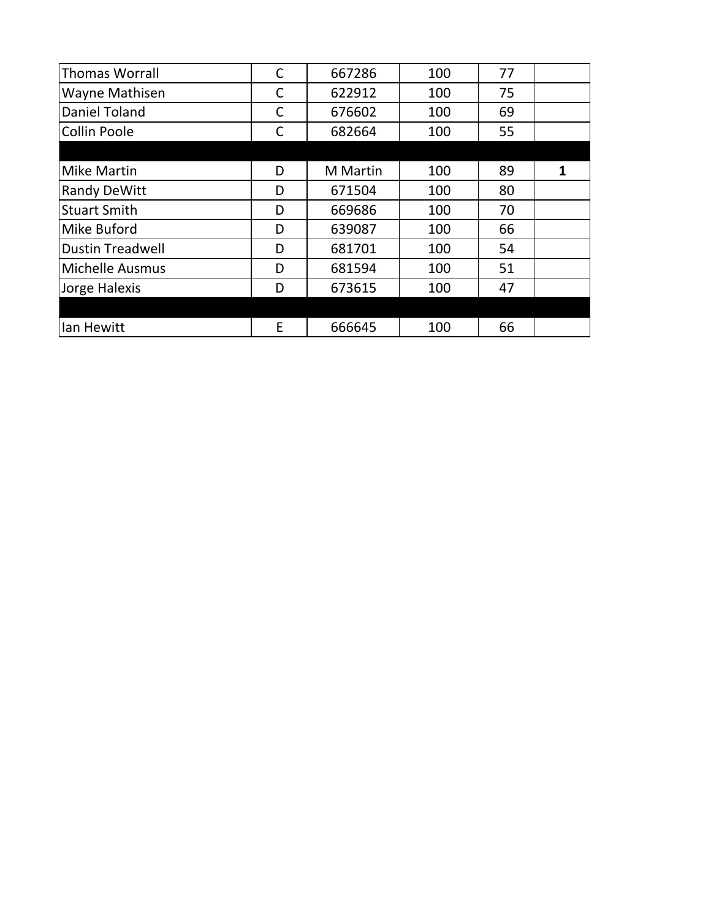| | | | | | |
|---|---|---|---|---|---|
| Thomas Worrall | C | 667286 | 100 | 77 | |
| Wayne Mathisen | C | 622912 | 100 | 75 | |
| Daniel Toland | C | 676602 | 100 | 69 | |
| Collin Poole | C | 682664 | 100 | 55 | |
| | | | | | |
| Mike Martin | D | M Martin | 100 | 89 | **1** |
| Randy DeWitt | D | 671504 | 100 | 80 | |
| Stuart Smith | D | 669686 | 100 | 70 | |
| Mike Buford | D | 639087 | 100 | 66 | |
| Dustin Treadwell | D | 681701 | 100 | 54 | |
| Michelle Ausmus | D | 681594 | 100 | 51 | |
| Jorge Halexis | D | 673615 | 100 | 47 | |
| | | | | | |
| Ian Hewitt | E | 666645 | 100 | 66 | |